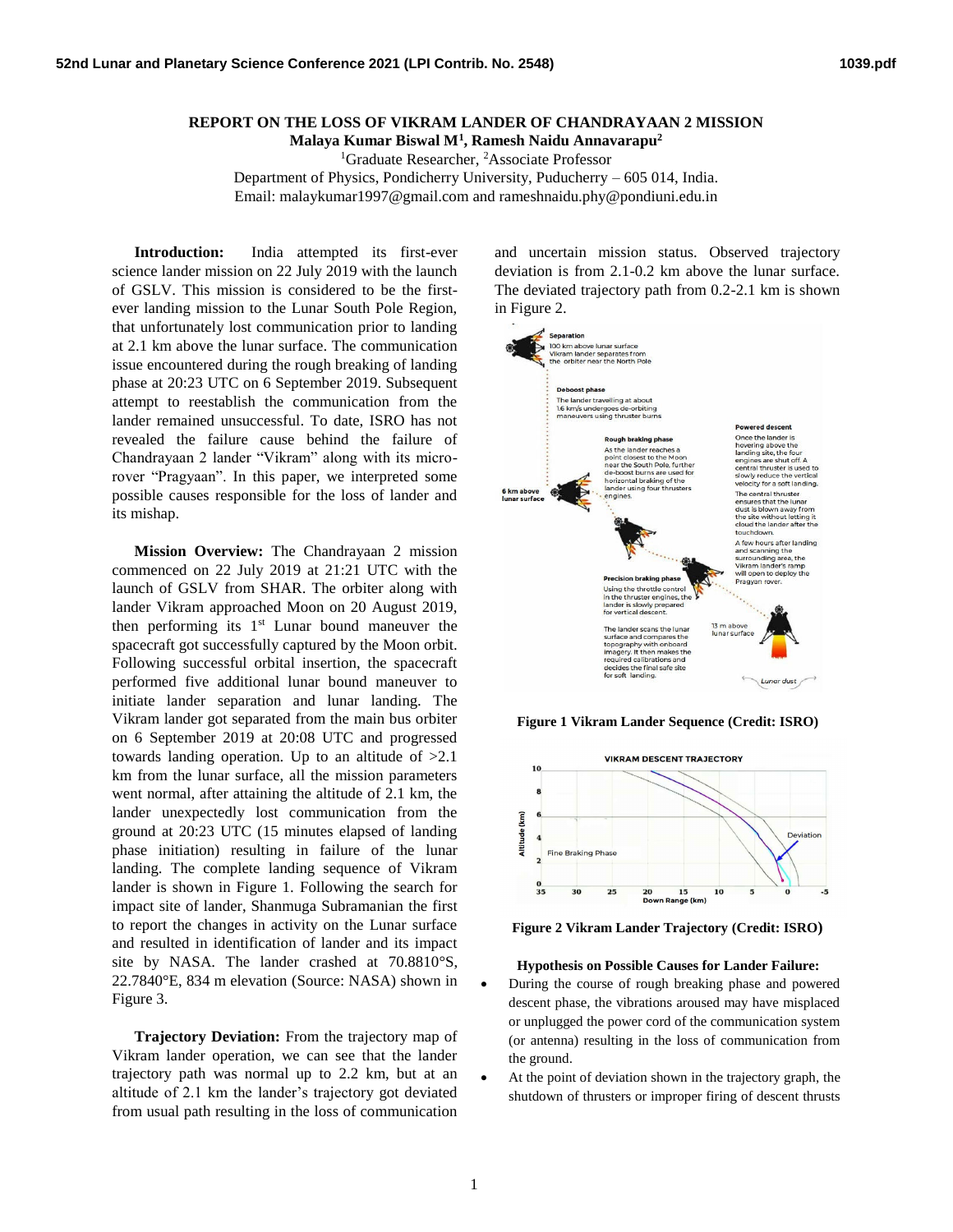# REPORT ON THE LOSS OF VIKRAM LANDER OF CHANDRAYAAN 2 MISSION

**Malaya Kumar Biswal M[1], Ramesh Naidu Annavarapu[2]**

[1]Graduate Researcher, [2]Associate Professor

Department of Physics, Pondicherry University, Puducherry – 605 014, India.

Email: malaykumar1997@gmail.com and rameshnaidu.phy@pondiuni.edu.in

**Introduction:** India attempted its first-ever science lander mission on 22 July 2019 with the launch of GSLV. This mission is considered to be the first-ever landing mission to the Lunar South Pole Region, that unfortunately lost communication prior to landing at 2.1 km above the lunar surface. The communication issue encountered during the rough breaking of landing phase at 20:23 UTC on 6 September 2019. Subsequent attempt to reestablish the communication from the lander remained unsuccessful. To date, ISRO has not revealed the failure cause behind the failure of Chandrayaan 2 lander "Vikram" along with its micro-rover "Pragyaan". In this paper, we interpreted some possible causes responsible for the loss of lander and its mishap.

**Mission Overview:** The Chandrayaan 2 mission commenced on 22 July 2019 at 21:21 UTC with the launch of GSLV from SHAR. The orbiter along with lander Vikram approached Moon on 20 August 2019, then performing its 1st Lunar bound maneuver the spacecraft got successfully captured by the Moon orbit. Following successful orbital insertion, the spacecraft performed five additional lunar bound maneuver to initiate lander separation and lunar landing. The Vikram lander got separated from the main bus orbiter on 6 September 2019 at 20:08 UTC and progressed towards landing operation. Up to an altitude of >2.1 km from the lunar surface, all the mission parameters went normal, after attaining the altitude of 2.1 km, the lander unexpectedly lost communication from the ground at 20:23 UTC (15 minutes elapsed of landing phase initiation) resulting in failure of the lunar landing. The complete landing sequence of Vikram lander is shown in Figure 1. Following the search for impact site of lander, Shanmuga Subramanian the first to report the changes in activity on the Lunar surface and resulted in identification of lander and its impact site by NASA. The lander crashed at 70.8810°S, 22.7840°E, 834 m elevation (Source: NASA) shown in Figure 3.

**Trajectory Deviation:** From the trajectory map of Vikram lander operation, we can see that the lander trajectory path was normal up to 2.2 km, but at an altitude of 2.1 km the lander's trajectory got deviated from usual path resulting in the loss of communication and uncertain mission status. Observed trajectory deviation is from 2.1-0.2 km above the lunar surface. The deviated trajectory path from 0.2-2.1 km is shown in Figure 2.

**Figure 1 Vikram Lander Sequence (Credit: ISRO)**

**Figure 2 Vikram Lander Trajectory (Credit: ISRO)**

**Hypothesis on Possible Causes for Lander Failure:**

- During the course of rough breaking phase and powered descent phase, the vibrations aroused may have misplaced or unplugged the power cord of the communication system (or antenna) resulting in the loss of communication from the ground.
- At the point of deviation shown in the trajectory graph, the shutdown of thrusters or improper firing of descent thrusts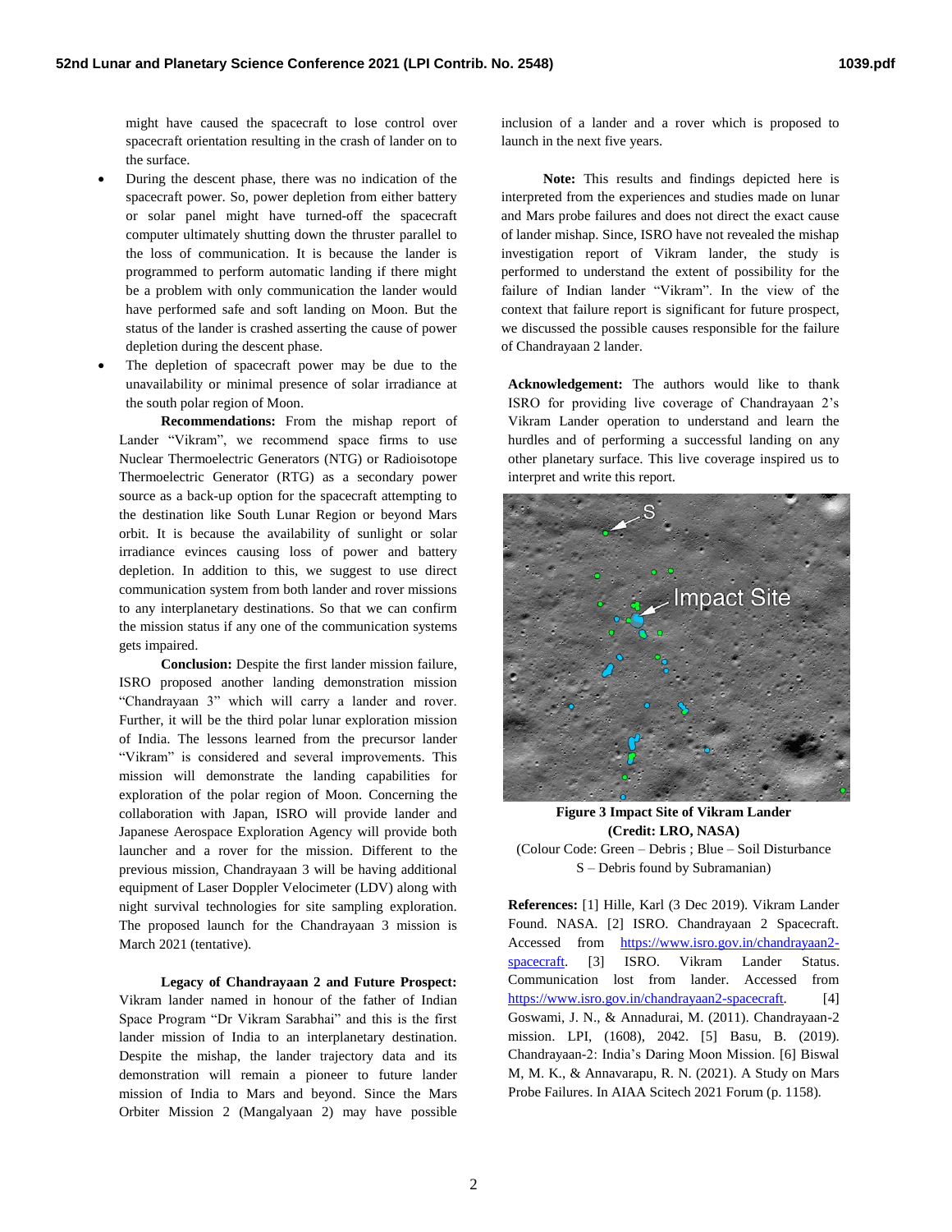might have caused the spacecraft to lose control over spacecraft orientation resulting in the crash of lander on to the surface.

- During the descent phase, there was no indication of the spacecraft power. So, power depletion from either battery or solar panel might have turned-off the spacecraft computer ultimately shutting down the thruster parallel to the loss of communication. It is because the lander is programmed to perform automatic landing if there might be a problem with only communication the lander would have performed safe and soft landing on Moon. But the status of the lander is crashed asserting the cause of power depletion during the descent phase.
- The depletion of spacecraft power may be due to the unavailability or minimal presence of solar irradiance at the south polar region of Moon.

**Recommendations:** From the mishap report of Lander "Vikram", we recommend space firms to use Nuclear Thermoelectric Generators (NTG) or Radioisotope Thermoelectric Generator (RTG) as a secondary power source as a back-up option for the spacecraft attempting to the destination like South Lunar Region or beyond Mars orbit. It is because the availability of sunlight or solar irradiance evinces causing loss of power and battery depletion. In addition to this, we suggest to use direct communication system from both lander and rover missions to any interplanetary destinations. So that we can confirm the mission status if any one of the communication systems gets impaired.

**Conclusion:** Despite the first lander mission failure, ISRO proposed another landing demonstration mission "Chandrayaan 3" which will carry a lander and rover. Further, it will be the third polar lunar exploration mission of India. The lessons learned from the precursor lander "Vikram" is considered and several improvements. This mission will demonstrate the landing capabilities for exploration of the polar region of Moon. Concerning the collaboration with Japan, ISRO will provide lander and Japanese Aerospace Exploration Agency will provide both launcher and a rover for the mission. Different to the previous mission, Chandrayaan 3 will be having additional equipment of Laser Doppler Velocimeter (LDV) along with night survival technologies for site sampling exploration. The proposed launch for the Chandrayaan 3 mission is March 2021 (tentative).

**Legacy of Chandrayaan 2 and Future Prospect:** Vikram lander named in honour of the father of Indian Space Program "Dr Vikram Sarabhai" and this is the first lander mission of India to an interplanetary destination. Despite the mishap, the lander trajectory data and its demonstration will remain a pioneer to future lander mission of India to Mars and beyond. Since the Mars Orbiter Mission 2 (Mangalyaan 2) may have possible inclusion of a lander and a rover which is proposed to launch in the next five years.

**Note:** This results and findings depicted here is interpreted from the experiences and studies made on lunar and Mars probe failures and does not direct the exact cause of lander mishap. Since, ISRO have not revealed the mishap investigation report of Vikram lander, the study is performed to understand the extent of possibility for the failure of Indian lander "Vikram". In the view of the context that failure report is significant for future prospect, we discussed the possible causes responsible for the failure of Chandrayaan 2 lander.

**Acknowledgement:** The authors would like to thank ISRO for providing live coverage of Chandrayaan 2's Vikram Lander operation to understand and learn the hurdles and of performing a successful landing on any other planetary surface. This live coverage inspired us to interpret and write this report.

S

Impact Site

**Figure 3 Impact Site of Vikram Lander (Credit: LRO, NASA)**

(Colour Code: Green – Debris ; Blue – Soil Disturbance S – Debris found by Subramanian)

**References:** [1] Hille, Karl (3 Dec 2019). Vikram Lander Found. NASA. [2] ISRO. Chandrayaan 2 Spacecraft. Accessed from https://www.isro.gov.in/chandrayaan2-spacecraft. [3] ISRO. Vikram Lander Status. Communication lost from lander. Accessed from https://www.isro.gov.in/chandrayaan2-spacecraft. [4] Goswami, J. N., & Annadurai, M. (2011). Chandrayaan-2 mission. LPI, (1608), 2042. [5] Basu, B. (2019). Chandrayaan-2: India's Daring Moon Mission. [6] Biswal M, M. K., & Annavarapu, R. N. (2021). A Study on Mars Probe Failures. In AIAA Scitech 2021 Forum (p. 1158).